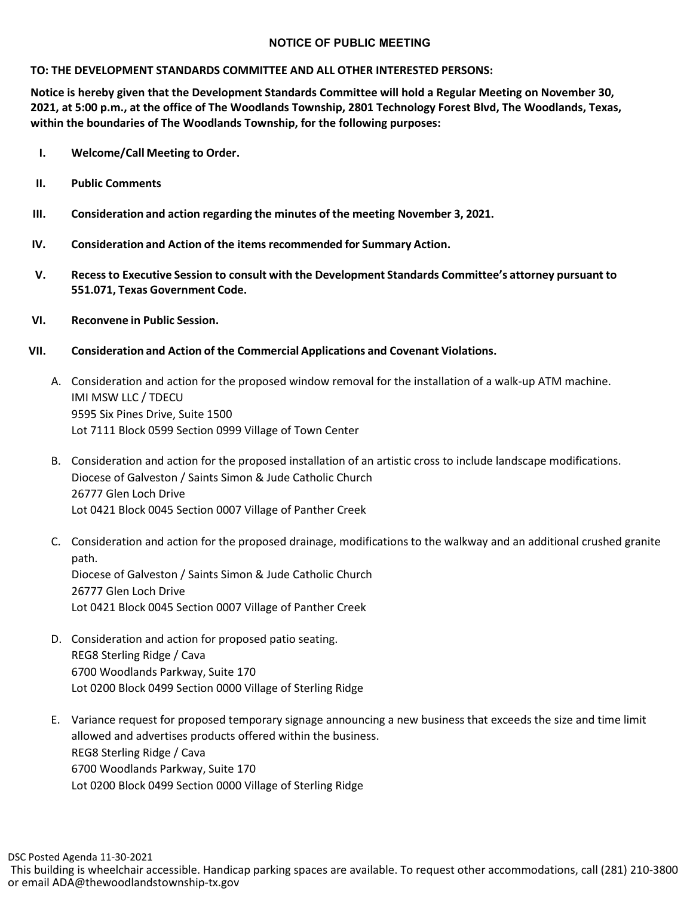# NOTICE OF PUBLIC MEETING

**TO: THE DEVELOPMENT STANDARDS COMMITTEE AND ALL OTHER INTERESTED PERSONS:**

**Notice is hereby given that the Development Standards Committee will hold a Regular Meeting on November 30, 2021, at 5:00 p.m., at the office of The Woodlands Township, 2801 Technology Forest Blvd, The Woodlands, Texas, within the boundaries of The Woodlands Township, for the following purposes:**

I. **Welcome/Call Meeting to Order.**

II. **Public Comments**

III. **Consideration and action regarding the minutes of the meeting November 3, 2021.**

IV. **Consideration and Action of the items recommended for Summary Action.**

V. **Recess to Executive Session to consult with the Development Standards Committee's attorney pursuant to 551.071, Texas Government Code.**

VI. **Reconvene in Public Session.**

VII. **Consideration and Action of the Commercial Applications and Covenant Violations.**

A. Consideration and action for the proposed window removal for the installation of a walk-up ATM machine.
IMI MSW LLC / TDECU
9595 Six Pines Drive, Suite 1500
Lot 7111 Block 0599 Section 0999 Village of Town Center

B. Consideration and action for the proposed installation of an artistic cross to include landscape modifications.
Diocese of Galveston / Saints Simon & Jude Catholic Church
26777 Glen Loch Drive
Lot 0421 Block 0045 Section 0007 Village of Panther Creek

C. Consideration and action for the proposed drainage, modifications to the walkway and an additional crushed granite path.
Diocese of Galveston / Saints Simon & Jude Catholic Church
26777 Glen Loch Drive
Lot 0421 Block 0045 Section 0007 Village of Panther Creek

D. Consideration and action for proposed patio seating.
REG8 Sterling Ridge / Cava
6700 Woodlands Parkway, Suite 170
Lot 0200 Block 0499 Section 0000 Village of Sterling Ridge

E. Variance request for proposed temporary signage announcing a new business that exceeds the size and time limit allowed and advertises products offered within the business.
REG8 Sterling Ridge / Cava
6700 Woodlands Parkway, Suite 170
Lot 0200 Block 0499 Section 0000 Village of Sterling Ridge

DSC Posted Agenda 11-30-2021
This building is wheelchair accessible. Handicap parking spaces are available. To request other accommodations, call (281) 210-3800 or email ADA@thewoodlandstownship-tx.gov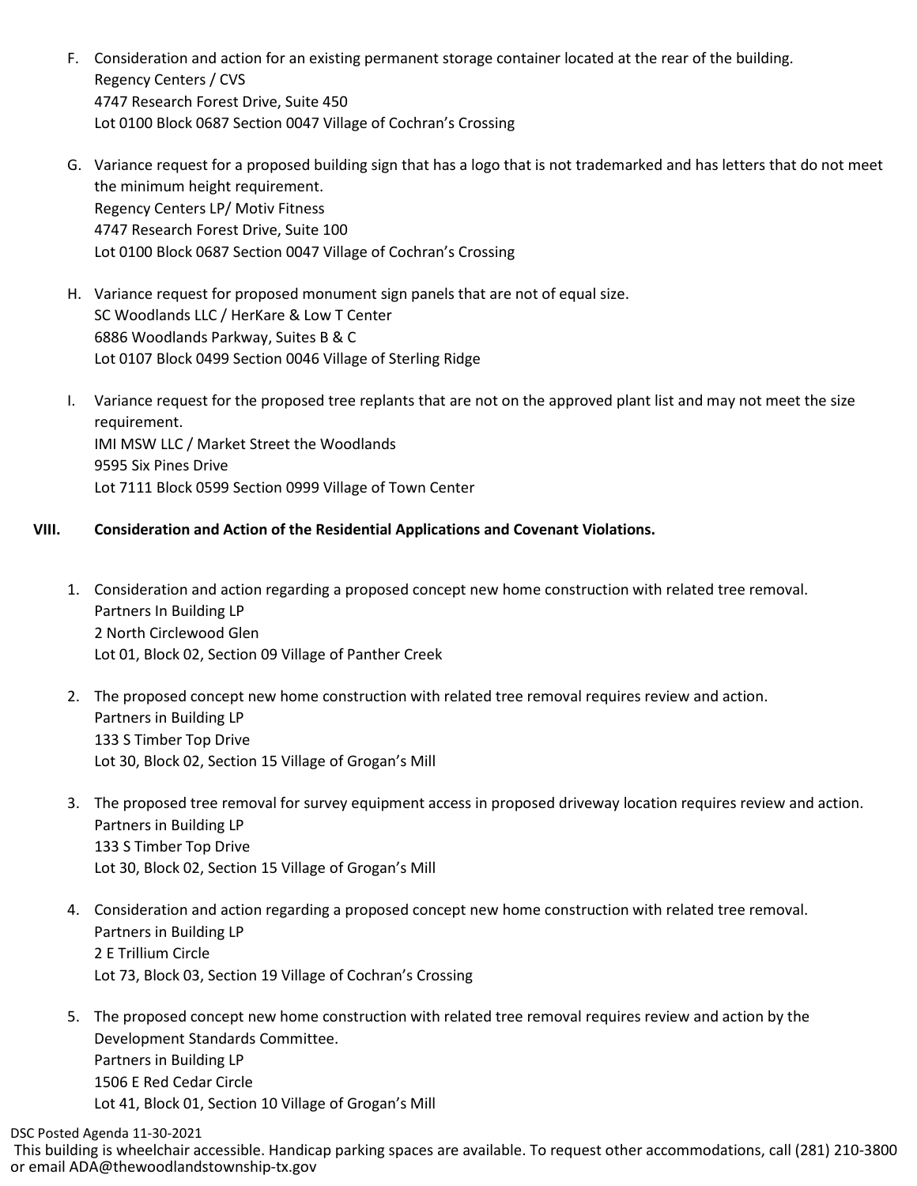F. Consideration and action for an existing permanent storage container located at the rear of the building.
   Regency Centers / CVS
   4747 Research Forest Drive, Suite 450
   Lot 0100 Block 0687 Section 0047 Village of Cochran's Crossing

G. Variance request for a proposed building sign that has a logo that is not trademarked and has letters that do not meet the minimum height requirement.
   Regency Centers LP/ Motiv Fitness
   4747 Research Forest Drive, Suite 100
   Lot 0100 Block 0687 Section 0047 Village of Cochran's Crossing

H. Variance request for proposed monument sign panels that are not of equal size.
   SC Woodlands LLC / HerKare & Low T Center
   6886 Woodlands Parkway, Suites B & C
   Lot 0107 Block 0499 Section 0046 Village of Sterling Ridge

I. Variance request for the proposed tree replants that are not on the approved plant list and may not meet the size requirement.
   IMI MSW LLC / Market Street the Woodlands
   9595 Six Pines Drive
   Lot 7111 Block 0599 Section 0999 Village of Town Center

## VIII. Consideration and Action of the Residential Applications and Covenant Violations.

1. Consideration and action regarding a proposed concept new home construction with related tree removal.
   Partners In Building LP
   2 North Circlewood Glen
   Lot 01, Block 02, Section 09 Village of Panther Creek

2. The proposed concept new home construction with related tree removal requires review and action.
   Partners in Building LP
   133 S Timber Top Drive
   Lot 30, Block 02, Section 15 Village of Grogan's Mill

3. The proposed tree removal for survey equipment access in proposed driveway location requires review and action.
   Partners in Building LP
   133 S Timber Top Drive
   Lot 30, Block 02, Section 15 Village of Grogan's Mill

4. Consideration and action regarding a proposed concept new home construction with related tree removal.
   Partners in Building LP
   2 E Trillium Circle
   Lot 73, Block 03, Section 19 Village of Cochran's Crossing

5. The proposed concept new home construction with related tree removal requires review and action by the Development Standards Committee.
   Partners in Building LP
   1506 E Red Cedar Circle
   Lot 41, Block 01, Section 10 Village of Grogan's Mill

DSC Posted Agenda 11-30-2021
This building is wheelchair accessible. Handicap parking spaces are available. To request other accommodations, call (281) 210-3800 or email ADA@thewoodlandstownship-tx.gov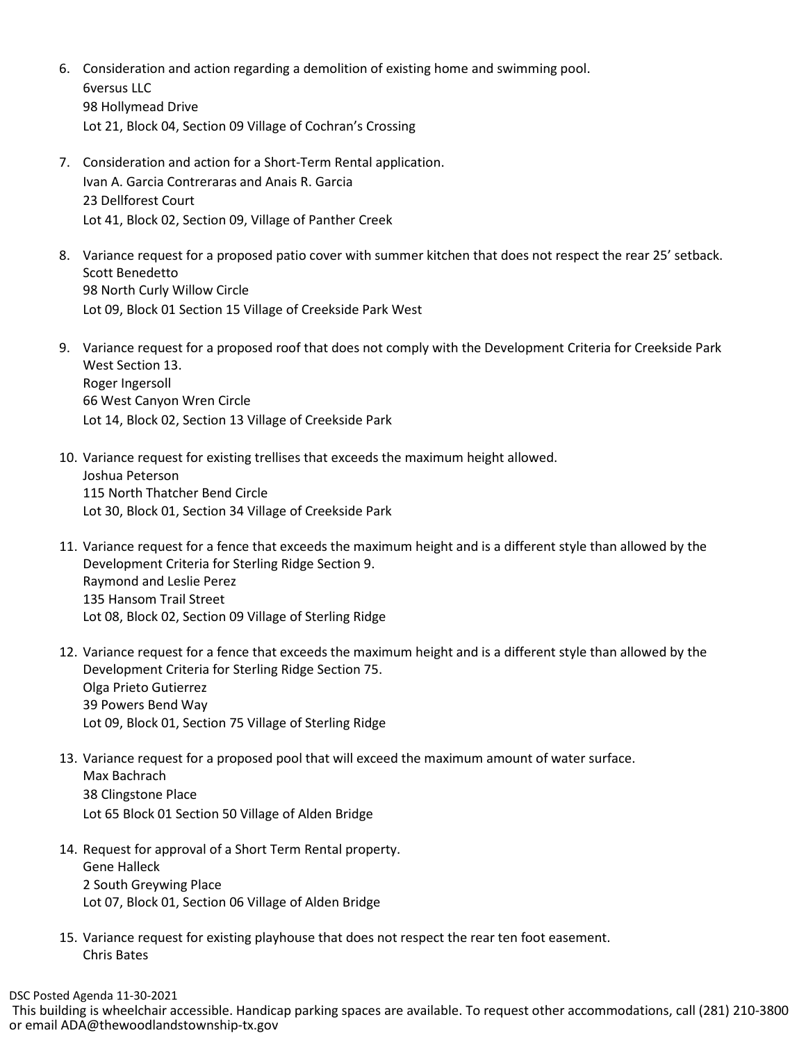6. Consideration and action regarding a demolition of existing home and swimming pool.
   6versus LLC
   98 Hollymead Drive
   Lot 21, Block 04, Section 09 Village of Cochran's Crossing

7. Consideration and action for a Short-Term Rental application.
   Ivan A. Garcia Contreraras and Anais R. Garcia
   23 Dellforest Court
   Lot 41, Block 02, Section 09, Village of Panther Creek

8. Variance request for a proposed patio cover with summer kitchen that does not respect the rear 25' setback.
   Scott Benedetto
   98 North Curly Willow Circle
   Lot 09, Block 01 Section 15 Village of Creekside Park West

9. Variance request for a proposed roof that does not comply with the Development Criteria for Creekside Park West Section 13.
   Roger Ingersoll
   66 West Canyon Wren Circle
   Lot 14, Block 02, Section 13 Village of Creekside Park

10. Variance request for existing trellises that exceeds the maximum height allowed.
    Joshua Peterson
    115 North Thatcher Bend Circle
    Lot 30, Block 01, Section 34 Village of Creekside Park

11. Variance request for a fence that exceeds the maximum height and is a different style than allowed by the Development Criteria for Sterling Ridge Section 9.
    Raymond and Leslie Perez
    135 Hansom Trail Street
    Lot 08, Block 02, Section 09 Village of Sterling Ridge

12. Variance request for a fence that exceeds the maximum height and is a different style than allowed by the Development Criteria for Sterling Ridge Section 75.
    Olga Prieto Gutierrez
    39 Powers Bend Way
    Lot 09, Block 01, Section 75 Village of Sterling Ridge

13. Variance request for a proposed pool that will exceed the maximum amount of water surface.
    Max Bachrach
    38 Clingstone Place
    Lot 65 Block 01 Section 50 Village of Alden Bridge

14. Request for approval of a Short Term Rental property.
    Gene Halleck
    2 South Greywing Place
    Lot 07, Block 01, Section 06 Village of Alden Bridge

15. Variance request for existing playhouse that does not respect the rear ten foot easement.
    Chris Bates

DSC Posted Agenda 11-30-2021
This building is wheelchair accessible. Handicap parking spaces are available. To request other accommodations, call (281) 210-3800 or email ADA@thewoodlandstownship-tx.gov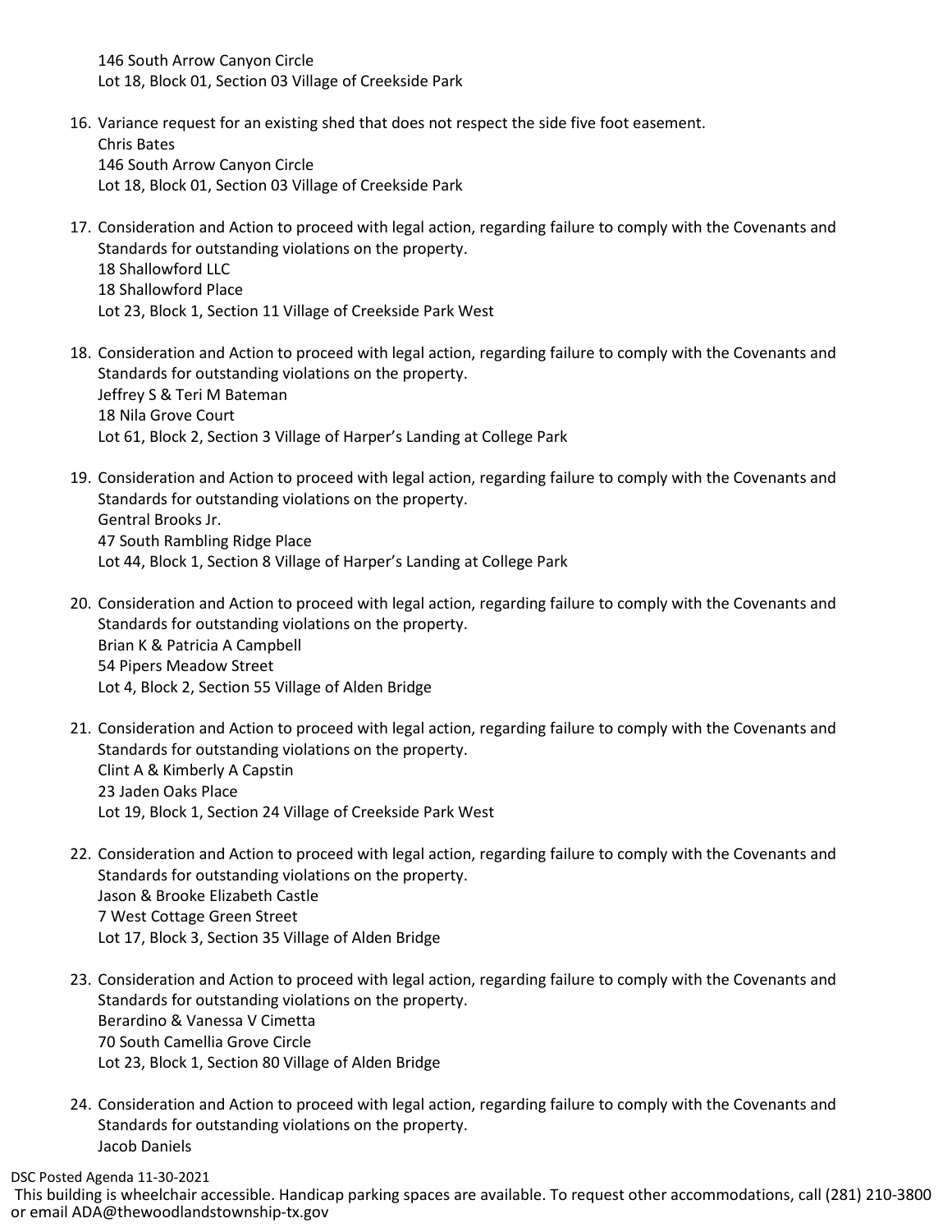146 South Arrow Canyon Circle
Lot 18, Block 01, Section 03 Village of Creekside Park

16. Variance request for an existing shed that does not respect the side five foot easement.
    Chris Bates
    146 South Arrow Canyon Circle
    Lot 18, Block 01, Section 03 Village of Creekside Park

17. Consideration and Action to proceed with legal action, regarding failure to comply with the Covenants and Standards for outstanding violations on the property.
    18 Shallowford LLC
    18 Shallowford Place
    Lot 23, Block 1, Section 11 Village of Creekside Park West

18. Consideration and Action to proceed with legal action, regarding failure to comply with the Covenants and Standards for outstanding violations on the property.
    Jeffrey S & Teri M Bateman
    18 Nila Grove Court
    Lot 61, Block 2, Section 3 Village of Harper's Landing at College Park

19. Consideration and Action to proceed with legal action, regarding failure to comply with the Covenants and Standards for outstanding violations on the property.
    Gentral Brooks Jr.
    47 South Rambling Ridge Place
    Lot 44, Block 1, Section 8 Village of Harper's Landing at College Park

20. Consideration and Action to proceed with legal action, regarding failure to comply with the Covenants and Standards for outstanding violations on the property.
    Brian K & Patricia A Campbell
    54 Pipers Meadow Street
    Lot 4, Block 2, Section 55 Village of Alden Bridge

21. Consideration and Action to proceed with legal action, regarding failure to comply with the Covenants and Standards for outstanding violations on the property.
    Clint A & Kimberly A Capstin
    23 Jaden Oaks Place
    Lot 19, Block 1, Section 24 Village of Creekside Park West

22. Consideration and Action to proceed with legal action, regarding failure to comply with the Covenants and Standards for outstanding violations on the property.
    Jason & Brooke Elizabeth Castle
    7 West Cottage Green Street
    Lot 17, Block 3, Section 35 Village of Alden Bridge

23. Consideration and Action to proceed with legal action, regarding failure to comply with the Covenants and Standards for outstanding violations on the property.
    Berardino & Vanessa V Cimetta
    70 South Camellia Grove Circle
    Lot 23, Block 1, Section 80 Village of Alden Bridge

24. Consideration and Action to proceed with legal action, regarding failure to comply with the Covenants and Standards for outstanding violations on the property.
    Jacob Daniels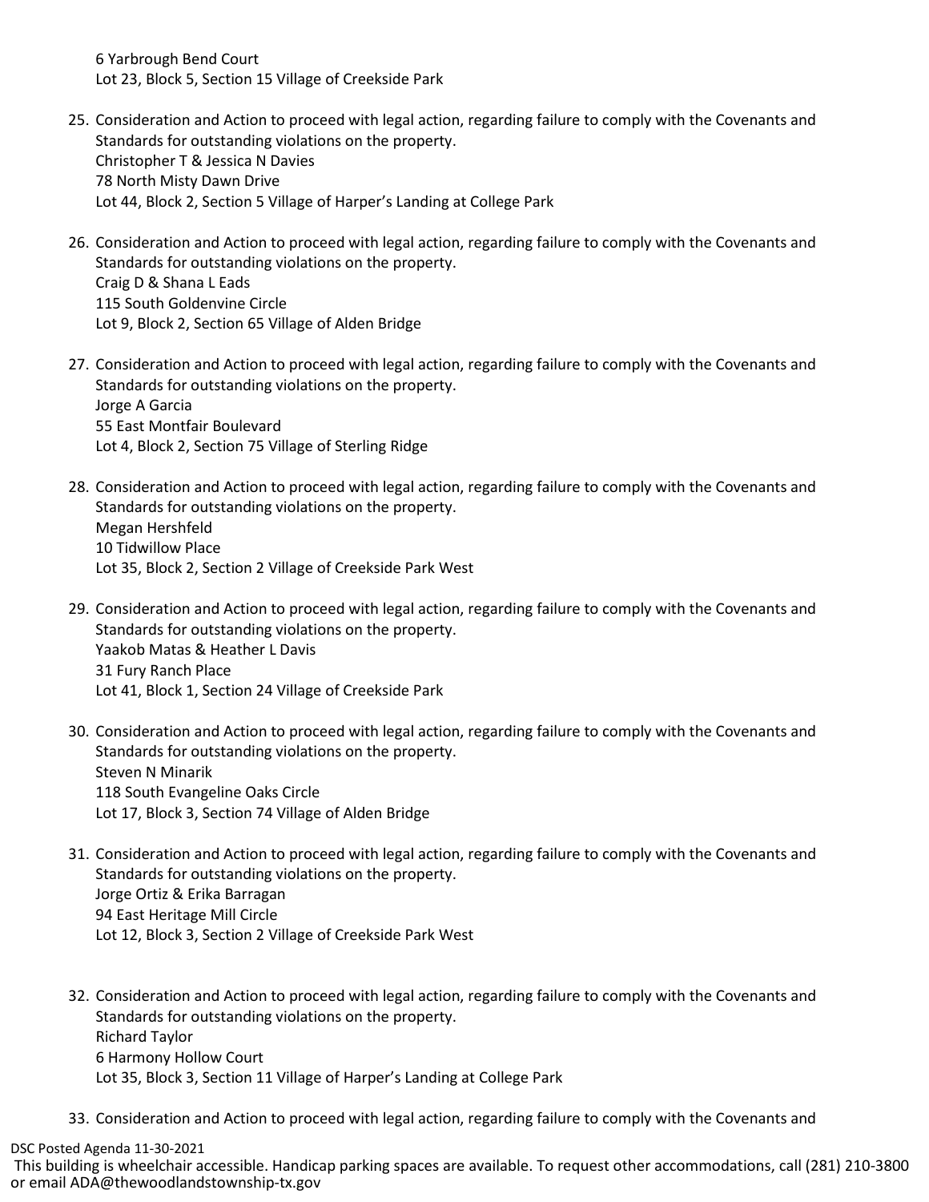6 Yarbrough Bend Court
Lot 23, Block 5, Section 15 Village of Creekside Park

25. Consideration and Action to proceed with legal action, regarding failure to comply with the Covenants and Standards for outstanding violations on the property.
    Christopher T & Jessica N Davies
    78 North Misty Dawn Drive
    Lot 44, Block 2, Section 5 Village of Harper's Landing at College Park

26. Consideration and Action to proceed with legal action, regarding failure to comply with the Covenants and Standards for outstanding violations on the property.
    Craig D & Shana L Eads
    115 South Goldenvine Circle
    Lot 9, Block 2, Section 65 Village of Alden Bridge

27. Consideration and Action to proceed with legal action, regarding failure to comply with the Covenants and Standards for outstanding violations on the property.
    Jorge A Garcia
    55 East Montfair Boulevard
    Lot 4, Block 2, Section 75 Village of Sterling Ridge

28. Consideration and Action to proceed with legal action, regarding failure to comply with the Covenants and Standards for outstanding violations on the property.
    Megan Hershfeld
    10 Tidwillow Place
    Lot 35, Block 2, Section 2 Village of Creekside Park West

29. Consideration and Action to proceed with legal action, regarding failure to comply with the Covenants and Standards for outstanding violations on the property.
    Yaakob Matas & Heather L Davis
    31 Fury Ranch Place
    Lot 41, Block 1, Section 24 Village of Creekside Park

30. Consideration and Action to proceed with legal action, regarding failure to comply with the Covenants and Standards for outstanding violations on the property.
    Steven N Minarik
    118 South Evangeline Oaks Circle
    Lot 17, Block 3, Section 74 Village of Alden Bridge

31. Consideration and Action to proceed with legal action, regarding failure to comply with the Covenants and Standards for outstanding violations on the property.
    Jorge Ortiz & Erika Barragan
    94 East Heritage Mill Circle
    Lot 12, Block 3, Section 2 Village of Creekside Park West

32. Consideration and Action to proceed with legal action, regarding failure to comply with the Covenants and Standards for outstanding violations on the property.
    Richard Taylor
    6 Harmony Hollow Court
    Lot 35, Block 3, Section 11 Village of Harper's Landing at College Park

33. Consideration and Action to proceed with legal action, regarding failure to comply with the Covenants and

DSC Posted Agenda 11-30-2021
This building is wheelchair accessible. Handicap parking spaces are available. To request other accommodations, call (281) 210-3800 or email ADA@thewoodlandstownship-tx.gov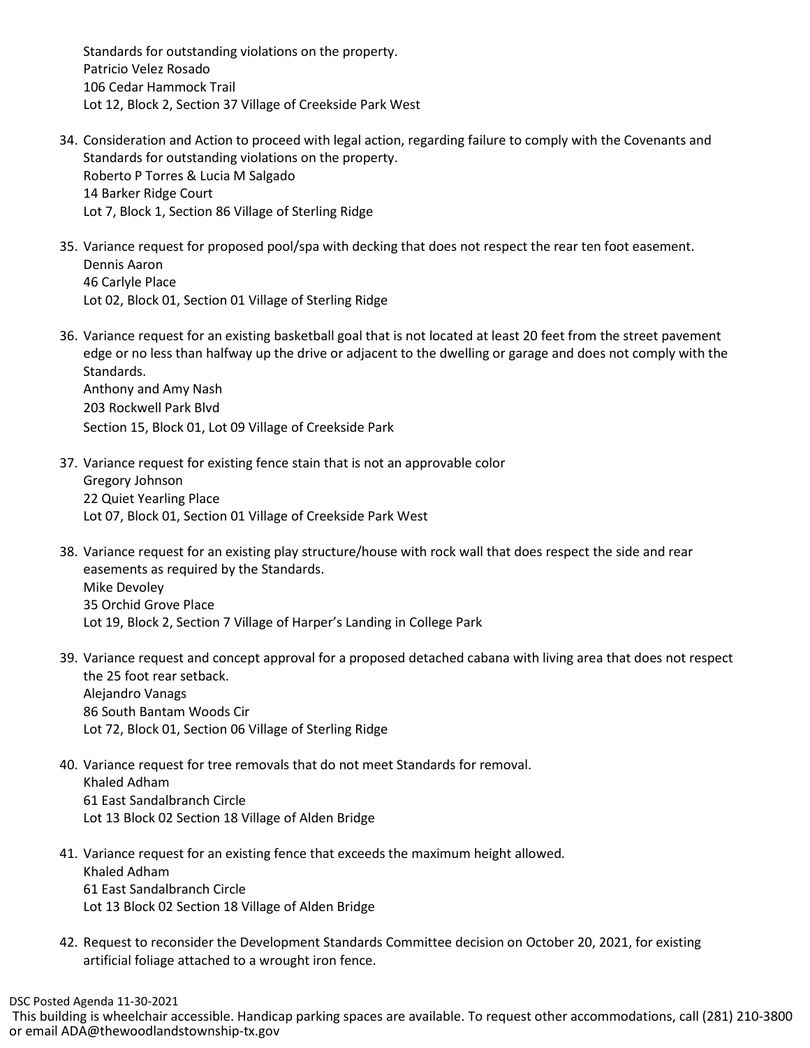Standards for outstanding violations on the property.
Patricio Velez Rosado
106 Cedar Hammock Trail
Lot 12, Block 2, Section 37 Village of Creekside Park West

34. Consideration and Action to proceed with legal action, regarding failure to comply with the Covenants and Standards for outstanding violations on the property.
    Roberto P Torres & Lucia M Salgado
    14 Barker Ridge Court
    Lot 7, Block 1, Section 86 Village of Sterling Ridge

35. Variance request for proposed pool/spa with decking that does not respect the rear ten foot easement.
    Dennis Aaron
    46 Carlyle Place
    Lot 02, Block 01, Section 01 Village of Sterling Ridge

36. Variance request for an existing basketball goal that is not located at least 20 feet from the street pavement edge or no less than halfway up the drive or adjacent to the dwelling or garage and does not comply with the Standards.
    Anthony and Amy Nash
    203 Rockwell Park Blvd
    Section 15, Block 01, Lot 09 Village of Creekside Park

37. Variance request for existing fence stain that is not an approvable color
    Gregory Johnson
    22 Quiet Yearling Place
    Lot 07, Block 01, Section 01 Village of Creekside Park West

38. Variance request for an existing play structure/house with rock wall that does respect the side and rear easements as required by the Standards.
    Mike Devoley
    35 Orchid Grove Place
    Lot 19, Block 2, Section 7 Village of Harper's Landing in College Park

39. Variance request and concept approval for a proposed detached cabana with living area that does not respect the 25 foot rear setback.
    Alejandro Vanags
    86 South Bantam Woods Cir
    Lot 72, Block 01, Section 06 Village of Sterling Ridge

40. Variance request for tree removals that do not meet Standards for removal.
    Khaled Adham
    61 East Sandalbranch Circle
    Lot 13 Block 02 Section 18 Village of Alden Bridge

41. Variance request for an existing fence that exceeds the maximum height allowed.
    Khaled Adham
    61 East Sandalbranch Circle
    Lot 13 Block 02 Section 18 Village of Alden Bridge

42. Request to reconsider the Development Standards Committee decision on October 20, 2021, for existing artificial foliage attached to a wrought iron fence.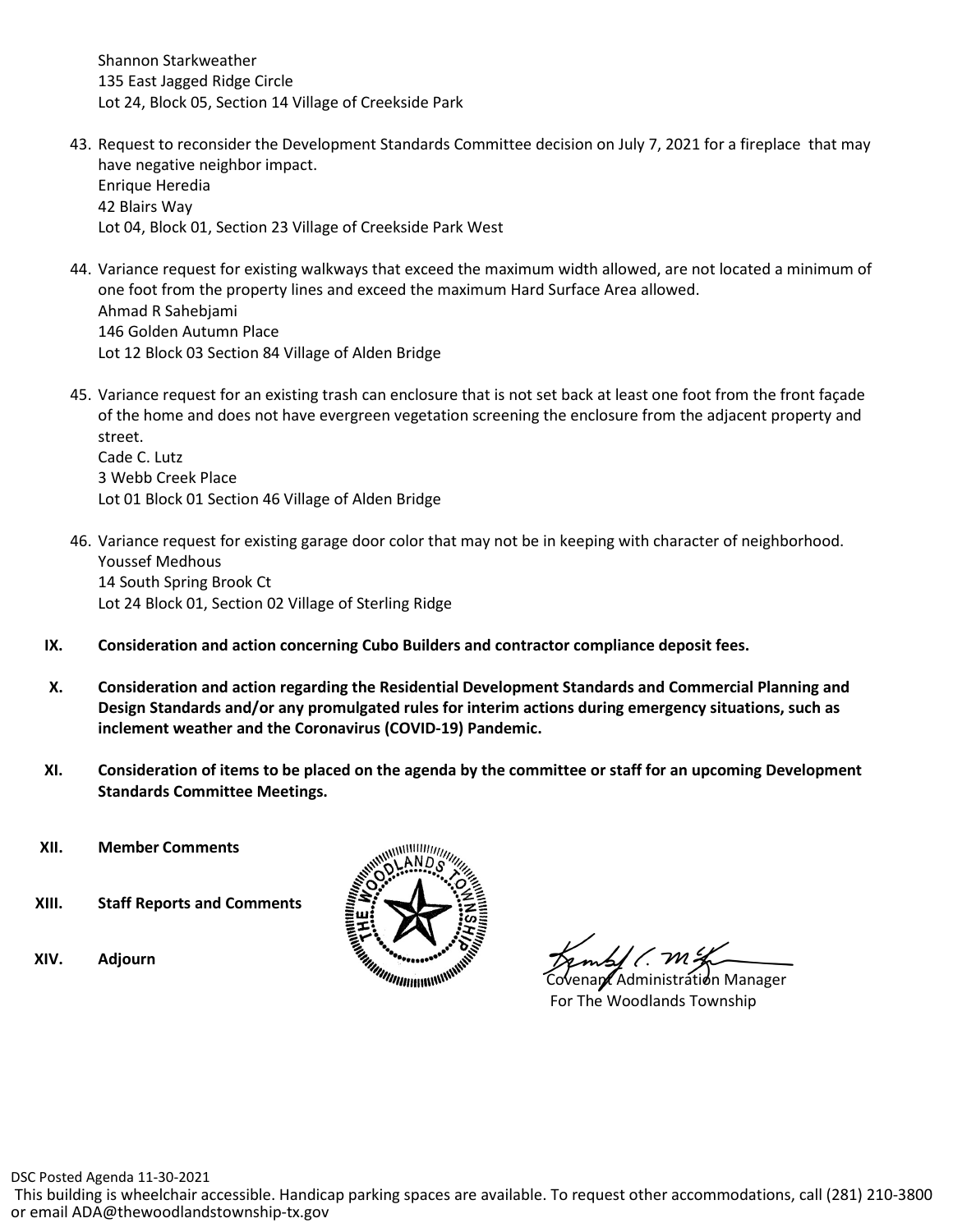Shannon Starkweather
135 East Jagged Ridge Circle
Lot 24, Block 05, Section 14 Village of Creekside Park

43. Request to reconsider the Development Standards Committee decision on July 7, 2021 for a fireplace that may have negative neighbor impact.
    Enrique Heredia
    42 Blairs Way
    Lot 04, Block 01, Section 23 Village of Creekside Park West

44. Variance request for existing walkways that exceed the maximum width allowed, are not located a minimum of one foot from the property lines and exceed the maximum Hard Surface Area allowed.
    Ahmad R Sahebjami
    146 Golden Autumn Place
    Lot 12 Block 03 Section 84 Village of Alden Bridge

45. Variance request for an existing trash can enclosure that is not set back at least one foot from the front façade of the home and does not have evergreen vegetation screening the enclosure from the adjacent property and street.
    Cade C. Lutz
    3 Webb Creek Place
    Lot 01 Block 01 Section 46 Village of Alden Bridge

46. Variance request for existing garage door color that may not be in keeping with character of neighborhood.
    Youssef Medhous
    14 South Spring Brook Ct
    Lot 24 Block 01, Section 02 Village of Sterling Ridge

**IX. Consideration and action concerning Cubo Builders and contractor compliance deposit fees.**

**X. Consideration and action regarding the Residential Development Standards and Commercial Planning and Design Standards and/or any promulgated rules for interim actions during emergency situations, such as inclement weather and the Coronavirus (COVID-19) Pandemic.**

**XI. Consideration of items to be placed on the agenda by the committee or staff for an upcoming Development Standards Committee Meetings.**

**XII. Member Comments**

**XIII. Staff Reports and Comments**

**XIV. Adjourn**

Covenant Administration Manager
For The Woodlands Township

DSC Posted Agenda 11-30-2021

This building is wheelchair accessible. Handicap parking spaces are available. To request other accommodations, call (281) 210-3800 or email ADA@thewoodlandstownship-tx.gov